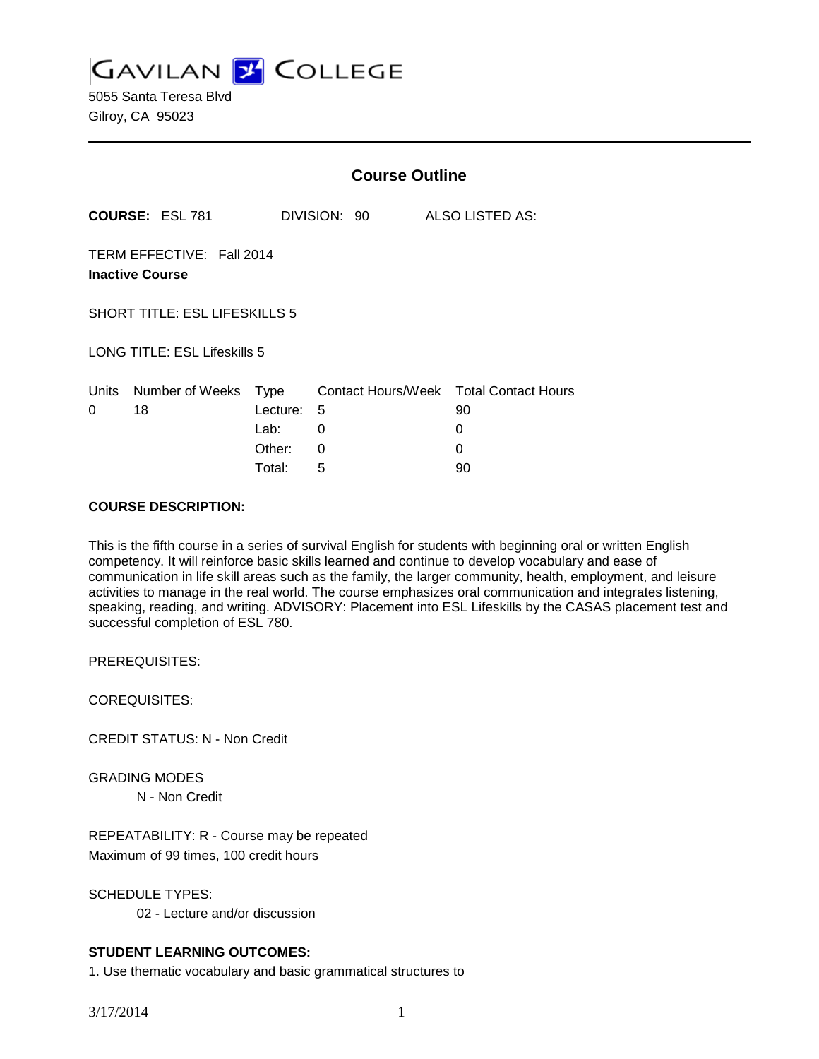# GAVILAN COLLEGE

5055 Santa Teresa Blvd
Gilroy, CA 95023

## Course Outline

**COURSE:** ESL 781 DIVISION: 90 ALSO LISTED AS:

TERM EFFECTIVE: Fall 2014
**Inactive Course**

SHORT TITLE: ESL LIFESKILLS 5

LONG TITLE: ESL Lifeskills 5

| Units | Number of Weeks | Type | Contact Hours/Week | Total Contact Hours |
|---|---|---|---|---|
| 0 | 18 | Lecture: | 5 | 90 |
| | | Lab: | 0 | 0 |
| | | Other: | 0 | 0 |
| | | Total: | 5 | 90 |

**COURSE DESCRIPTION:**

This is the fifth course in a series of survival English for students with beginning oral or written English competency. It will reinforce basic skills learned and continue to develop vocabulary and ease of communication in life skill areas such as the family, the larger community, health, employment, and leisure activities to manage in the real world. The course emphasizes oral communication and integrates listening, speaking, reading, and writing. ADVISORY: Placement into ESL Lifeskills by the CASAS placement test and successful completion of ESL 780.

PREREQUISITES:

COREQUISITES:

CREDIT STATUS: N - Non Credit

GRADING MODES
N - Non Credit

REPEATABILITY: R - Course may be repeated
Maximum of 99 times, 100 credit hours

SCHEDULE TYPES:
02 - Lecture and/or discussion

**STUDENT LEARNING OUTCOMES:**

1. Use thematic vocabulary and basic grammatical structures to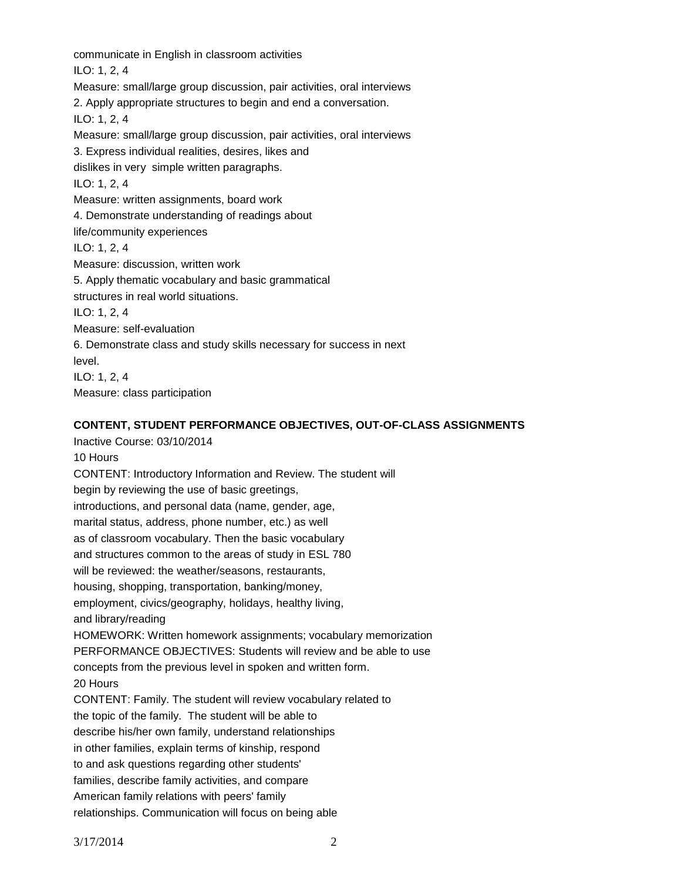communicate in English in classroom activities
ILO: 1, 2, 4
Measure: small/large group discussion, pair activities, oral interviews
2. Apply appropriate structures to begin and end a conversation.
ILO: 1, 2, 4
Measure: small/large group discussion, pair activities, oral interviews
3. Express individual realities, desires, likes and dislikes in very simple written paragraphs.
ILO: 1, 2, 4
Measure: written assignments, board work
4. Demonstrate understanding of readings about life/community experiences
ILO: 1, 2, 4
Measure: discussion, written work
5. Apply thematic vocabulary and basic grammatical structures in real world situations.
ILO: 1, 2, 4
Measure: self-evaluation
6. Demonstrate class and study skills necessary for success in next level.
ILO: 1, 2, 4
Measure: class participation

**CONTENT, STUDENT PERFORMANCE OBJECTIVES, OUT-OF-CLASS ASSIGNMENTS**

Inactive Course: 03/10/2014

10 Hours

CONTENT: Introductory Information and Review. The student will begin by reviewing the use of basic greetings, introductions, and personal data (name, gender, age, marital status, address, phone number, etc.) as well as of classroom vocabulary. Then the basic vocabulary and structures common to the areas of study in ESL 780 will be reviewed: the weather/seasons, restaurants, housing, shopping, transportation, banking/money, employment, civics/geography, holidays, healthy living, and library/reading

HOMEWORK: Written homework assignments; vocabulary memorization

PERFORMANCE OBJECTIVES: Students will review and be able to use concepts from the previous level in spoken and written form.

20 Hours

CONTENT: Family. The student will review vocabulary related to the topic of the family. The student will be able to describe his/her own family, understand relationships in other families, explain terms of kinship, respond to and ask questions regarding other students' families, describe family activities, and compare American family relations with peers' family relationships. Communication will focus on being able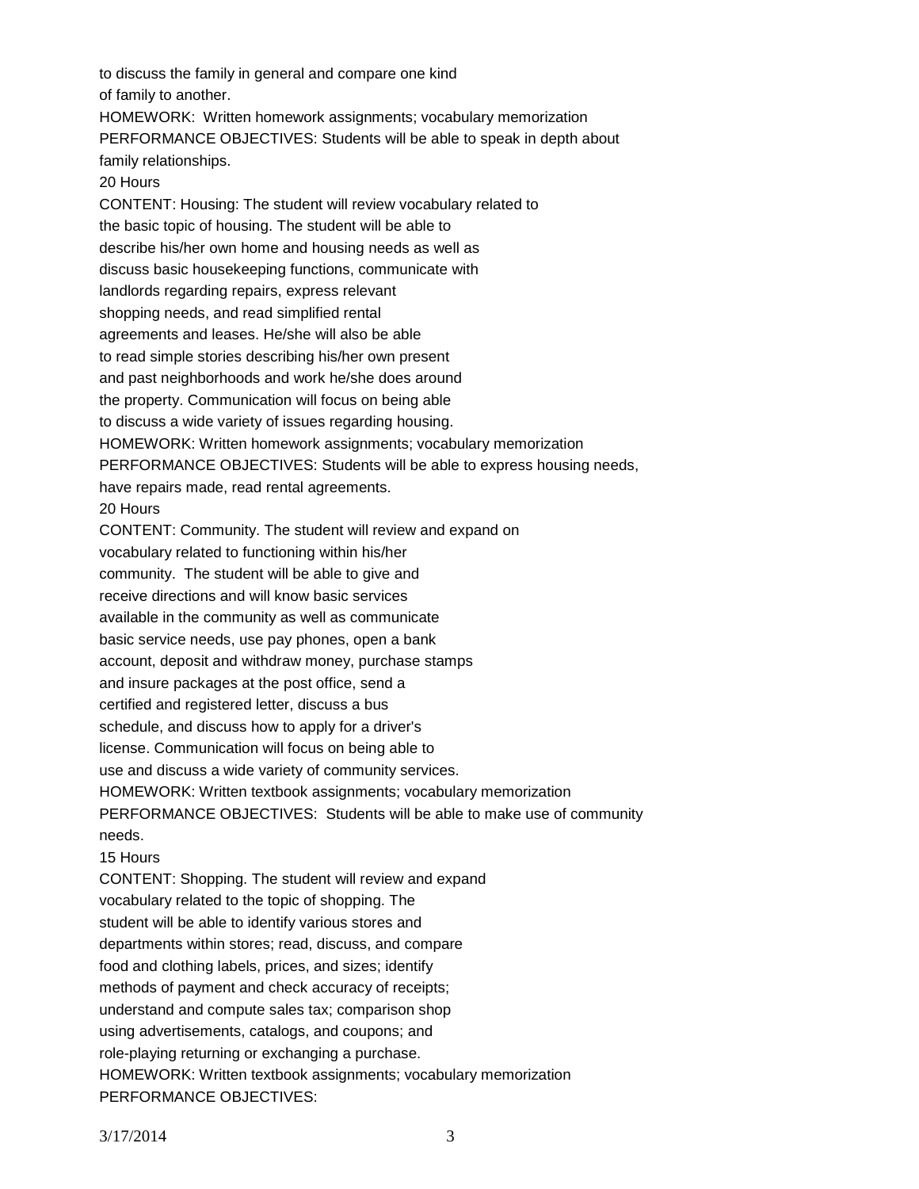to discuss the family in general and compare one kind
of family to another.
HOMEWORK: Written homework assignments; vocabulary memorization
PERFORMANCE OBJECTIVES: Students will be able to speak in depth about
family relationships.
20 Hours
CONTENT: Housing: The student will review vocabulary related to
the basic topic of housing. The student will be able to
describe his/her own home and housing needs as well as
discuss basic housekeeping functions, communicate with
landlords regarding repairs, express relevant
shopping needs, and read simplified rental
agreements and leases. He/she will also be able
to read simple stories describing his/her own present
and past neighborhoods and work he/she does around
the property. Communication will focus on being able
to discuss a wide variety of issues regarding housing.
HOMEWORK: Written homework assignments; vocabulary memorization
PERFORMANCE OBJECTIVES: Students will be able to express housing needs,
have repairs made, read rental agreements.
20 Hours
CONTENT: Community. The student will review and expand on
vocabulary related to functioning within his/her
community. The student will be able to give and
receive directions and will know basic services
available in the community as well as communicate
basic service needs, use pay phones, open a bank
account, deposit and withdraw money, purchase stamps
and insure packages at the post office, send a
certified and registered letter, discuss a bus
schedule, and discuss how to apply for a driver's
license. Communication will focus on being able to
use and discuss a wide variety of community services.
HOMEWORK: Written textbook assignments; vocabulary memorization
PERFORMANCE OBJECTIVES: Students will be able to make use of community
needs.
15 Hours
CONTENT: Shopping. The student will review and expand
vocabulary related to the topic of shopping. The
student will be able to identify various stores and
departments within stores; read, discuss, and compare
food and clothing labels, prices, and sizes; identify
methods of payment and check accuracy of receipts;
understand and compute sales tax; comparison shop
using advertisements, catalogs, and coupons; and
role-playing returning or exchanging a purchase.
HOMEWORK: Written textbook assignments; vocabulary memorization
PERFORMANCE OBJECTIVES: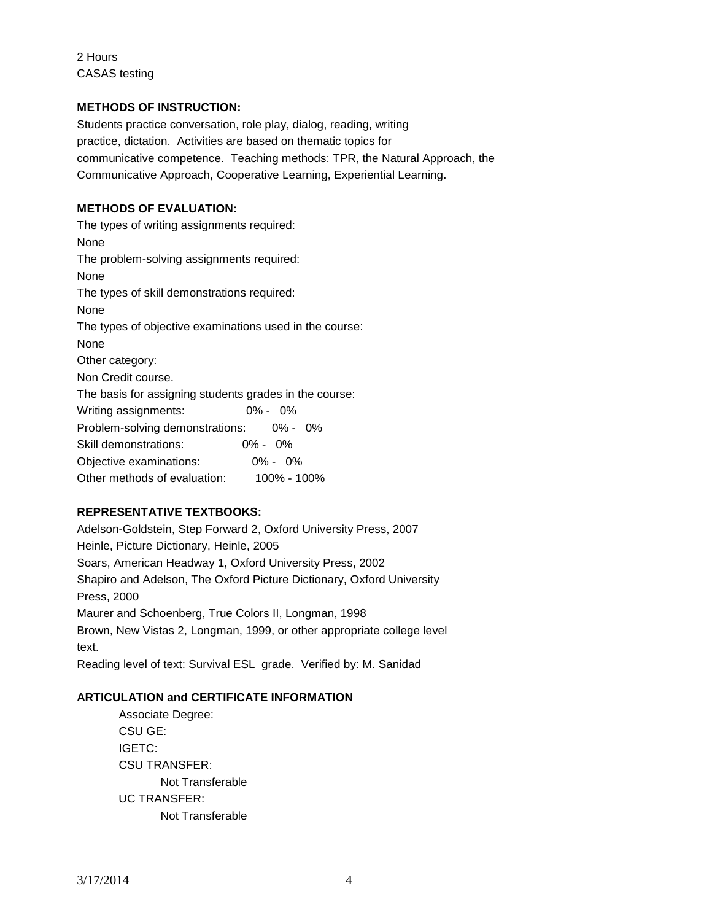2 Hours
CASAS testing

**METHODS OF INSTRUCTION:**

Students practice conversation, role play, dialog, reading, writing practice, dictation. Activities are based on thematic topics for communicative competence. Teaching methods: TPR, the Natural Approach, the Communicative Approach, Cooperative Learning, Experiential Learning.

**METHODS OF EVALUATION:**

The types of writing assignments required:
None
The problem-solving assignments required:
None
The types of skill demonstrations required:
None
The types of objective examinations used in the course:
None
Other category:
Non Credit course.
The basis for assigning students grades in the course:

| | |
|---|---|
| Writing assignments: | 0% - 0% |
| Problem-solving demonstrations: | 0% - 0% |
| Skill demonstrations: | 0% - 0% |
| Objective examinations: | 0% - 0% |
| Other methods of evaluation: | 100% - 100% |

**REPRESENTATIVE TEXTBOOKS:**

Adelson-Goldstein, Step Forward 2, Oxford University Press, 2007
Heinle, Picture Dictionary, Heinle, 2005
Soars, American Headway 1, Oxford University Press, 2002
Shapiro and Adelson, The Oxford Picture Dictionary, Oxford University Press, 2000
Maurer and Schoenberg, True Colors II, Longman, 1998
Brown, New Vistas 2, Longman, 1999, or other appropriate college level text.
Reading level of text: Survival ESL grade. Verified by: M. Sanidad

**ARTICULATION and CERTIFICATE INFORMATION**

Associate Degree:
CSU GE:
IGETC:
CSU TRANSFER:
Not Transferable
UC TRANSFER:
Not Transferable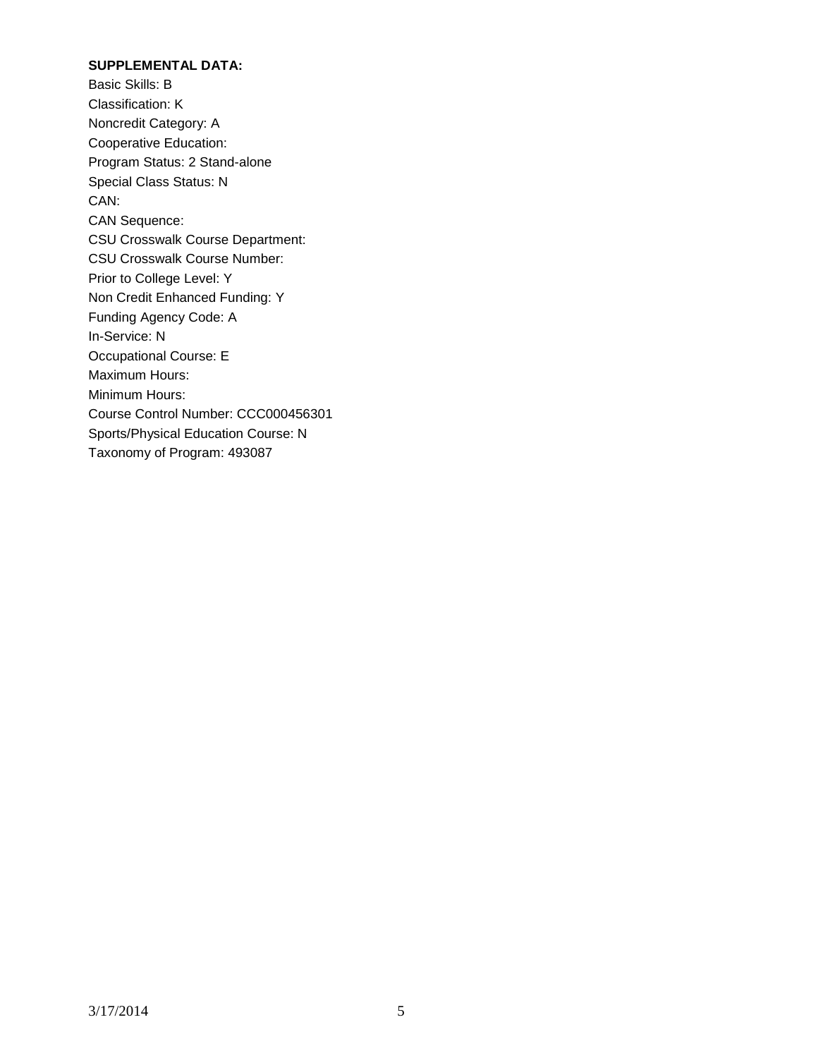**SUPPLEMENTAL DATA:**

Basic Skills: B
Classification: K
Noncredit Category: A
Cooperative Education:
Program Status: 2 Stand-alone
Special Class Status: N
CAN:
CAN Sequence:
CSU Crosswalk Course Department:
CSU Crosswalk Course Number:
Prior to College Level: Y
Non Credit Enhanced Funding: Y
Funding Agency Code: A
In-Service: N
Occupational Course: E
Maximum Hours:
Minimum Hours:
Course Control Number: CCC000456301
Sports/Physical Education Course: N
Taxonomy of Program: 493087